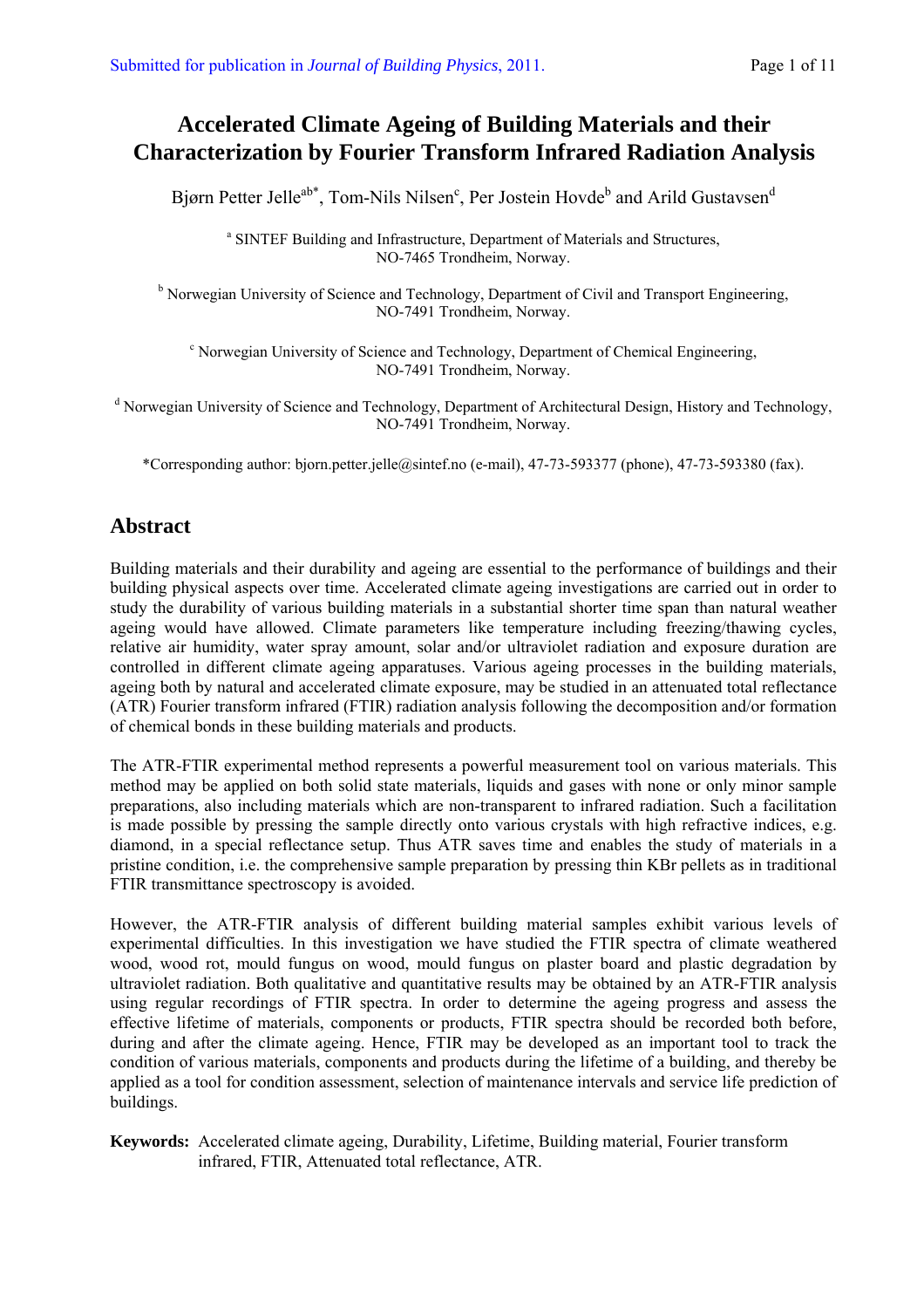# Accelerated Climate Ageing of Building Materials and their Characterization by Fourier Transform Infrared Radiation Analysis

Bjørn Petter Jelle[ab*], Tom-Nils Nilsen[c], Per Jostein Hovde[b] and Arild Gustavsen[d]

[a] SINTEF Building and Infrastructure, Department of Materials and Structures, NO-7465 Trondheim, Norway.

[b] Norwegian University of Science and Technology, Department of Civil and Transport Engineering, NO-7491 Trondheim, Norway.

[c] Norwegian University of Science and Technology, Department of Chemical Engineering, NO-7491 Trondheim, Norway.

[d] Norwegian University of Science and Technology, Department of Architectural Design, History and Technology, NO-7491 Trondheim, Norway.

*Corresponding author: bjorn.petter.jelle@sintef.no (e-mail), 47-73-593377 (phone), 47-73-593380 (fax).

## Abstract

Building materials and their durability and ageing are essential to the performance of buildings and their building physical aspects over time. Accelerated climate ageing investigations are carried out in order to study the durability of various building materials in a substantial shorter time span than natural weather ageing would have allowed. Climate parameters like temperature including freezing/thawing cycles, relative air humidity, water spray amount, solar and/or ultraviolet radiation and exposure duration are controlled in different climate ageing apparatuses. Various ageing processes in the building materials, ageing both by natural and accelerated climate exposure, may be studied in an attenuated total reflectance (ATR) Fourier transform infrared (FTIR) radiation analysis following the decomposition and/or formation of chemical bonds in these building materials and products.

The ATR-FTIR experimental method represents a powerful measurement tool on various materials. This method may be applied on both solid state materials, liquids and gases with none or only minor sample preparations, also including materials which are non-transparent to infrared radiation. Such a facilitation is made possible by pressing the sample directly onto various crystals with high refractive indices, e.g. diamond, in a special reflectance setup. Thus ATR saves time and enables the study of materials in a pristine condition, i.e. the comprehensive sample preparation by pressing thin KBr pellets as in traditional FTIR transmittance spectroscopy is avoided.

However, the ATR-FTIR analysis of different building material samples exhibit various levels of experimental difficulties. In this investigation we have studied the FTIR spectra of climate weathered wood, wood rot, mould fungus on wood, mould fungus on plaster board and plastic degradation by ultraviolet radiation. Both qualitative and quantitative results may be obtained by an ATR-FTIR analysis using regular recordings of FTIR spectra. In order to determine the ageing progress and assess the effective lifetime of materials, components or products, FTIR spectra should be recorded both before, during and after the climate ageing. Hence, FTIR may be developed as an important tool to track the condition of various materials, components and products during the lifetime of a building, and thereby be applied as a tool for condition assessment, selection of maintenance intervals and service life prediction of buildings.

**Keywords:** Accelerated climate ageing, Durability, Lifetime, Building material, Fourier transform infrared, FTIR, Attenuated total reflectance, ATR.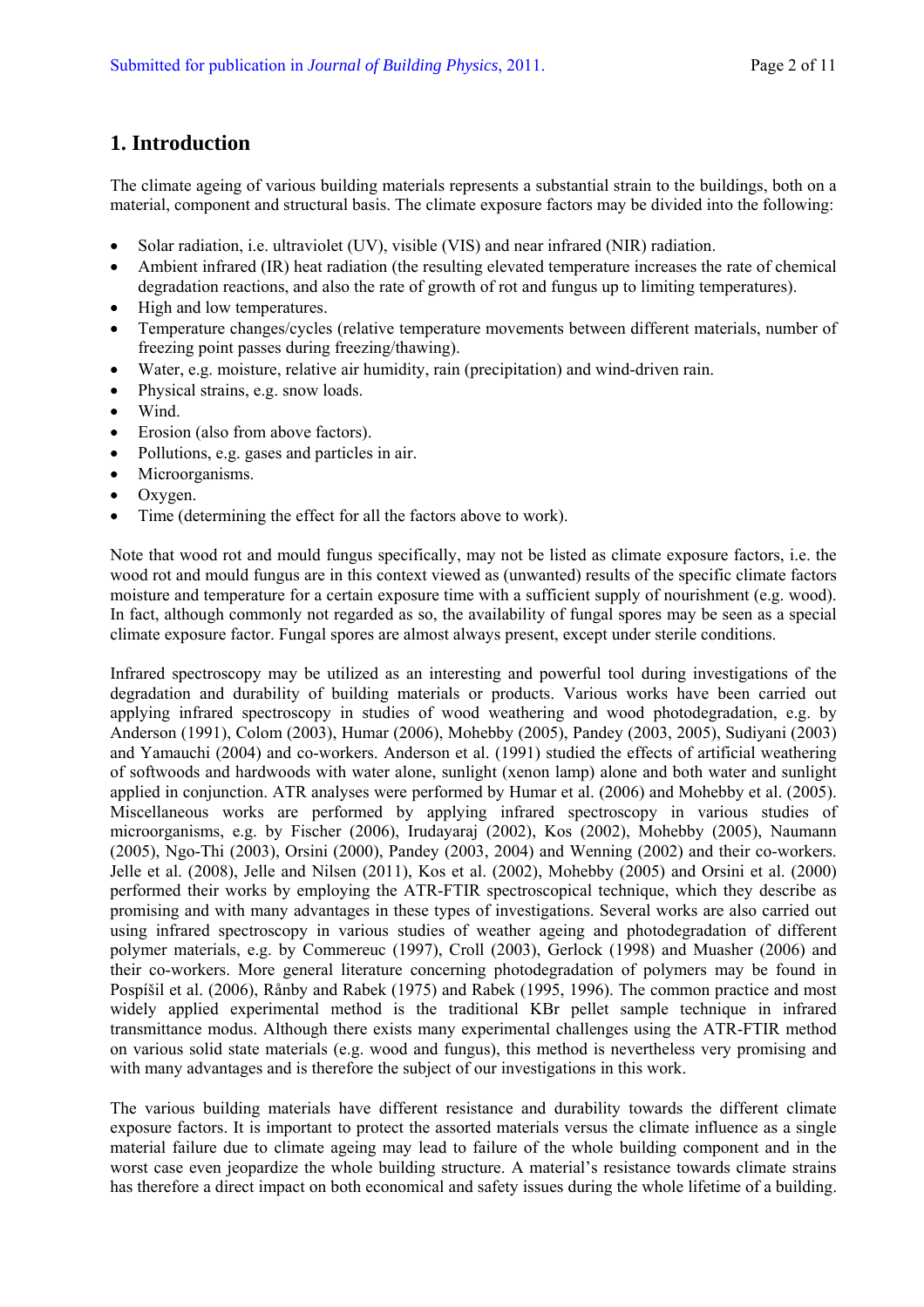## 1. Introduction

The climate ageing of various building materials represents a substantial strain to the buildings, both on a material, component and structural basis. The climate exposure factors may be divided into the following:

- Solar radiation, i.e. ultraviolet (UV), visible (VIS) and near infrared (NIR) radiation.
- Ambient infrared (IR) heat radiation (the resulting elevated temperature increases the rate of chemical degradation reactions, and also the rate of growth of rot and fungus up to limiting temperatures).
- High and low temperatures.
- Temperature changes/cycles (relative temperature movements between different materials, number of freezing point passes during freezing/thawing).
- Water, e.g. moisture, relative air humidity, rain (precipitation) and wind-driven rain.
- Physical strains, e.g. snow loads.
- Wind.
- Erosion (also from above factors).
- Pollutions, e.g. gases and particles in air.
- Microorganisms.
- Oxygen.
- Time (determining the effect for all the factors above to work).

Note that wood rot and mould fungus specifically, may not be listed as climate exposure factors, i.e. the wood rot and mould fungus are in this context viewed as (unwanted) results of the specific climate factors moisture and temperature for a certain exposure time with a sufficient supply of nourishment (e.g. wood). In fact, although commonly not regarded as so, the availability of fungal spores may be seen as a special climate exposure factor. Fungal spores are almost always present, except under sterile conditions.

Infrared spectroscopy may be utilized as an interesting and powerful tool during investigations of the degradation and durability of building materials or products. Various works have been carried out applying infrared spectroscopy in studies of wood weathering and wood photodegradation, e.g. by Anderson (1991), Colom (2003), Humar (2006), Mohebby (2005), Pandey (2003, 2005), Sudiyani (2003) and Yamauchi (2004) and co-workers. Anderson et al. (1991) studied the effects of artificial weathering of softwoods and hardwoods with water alone, sunlight (xenon lamp) alone and both water and sunlight applied in conjunction. ATR analyses were performed by Humar et al. (2006) and Mohebby et al. (2005). Miscellaneous works are performed by applying infrared spectroscopy in various studies of microorganisms, e.g. by Fischer (2006), Irudayaraj (2002), Kos (2002), Mohebby (2005), Naumann (2005), Ngo-Thi (2003), Orsini (2000), Pandey (2003, 2004) and Wenning (2002) and their co-workers. Jelle et al. (2008), Jelle and Nilsen (2011), Kos et al. (2002), Mohebby (2005) and Orsini et al. (2000) performed their works by employing the ATR-FTIR spectroscopical technique, which they describe as promising and with many advantages in these types of investigations. Several works are also carried out using infrared spectroscopy in various studies of weather ageing and photodegradation of different polymer materials, e.g. by Commereuc (1997), Croll (2003), Gerlock (1998) and Muasher (2006) and their co-workers. More general literature concerning photodegradation of polymers may be found in Pospíšil et al. (2006), Rånby and Rabek (1975) and Rabek (1995, 1996). The common practice and most widely applied experimental method is the traditional KBr pellet sample technique in infrared transmittance modus. Although there exists many experimental challenges using the ATR-FTIR method on various solid state materials (e.g. wood and fungus), this method is nevertheless very promising and with many advantages and is therefore the subject of our investigations in this work.

The various building materials have different resistance and durability towards the different climate exposure factors. It is important to protect the assorted materials versus the climate influence as a single material failure due to climate ageing may lead to failure of the whole building component and in the worst case even jeopardize the whole building structure. A material's resistance towards climate strains has therefore a direct impact on both economical and safety issues during the whole lifetime of a building.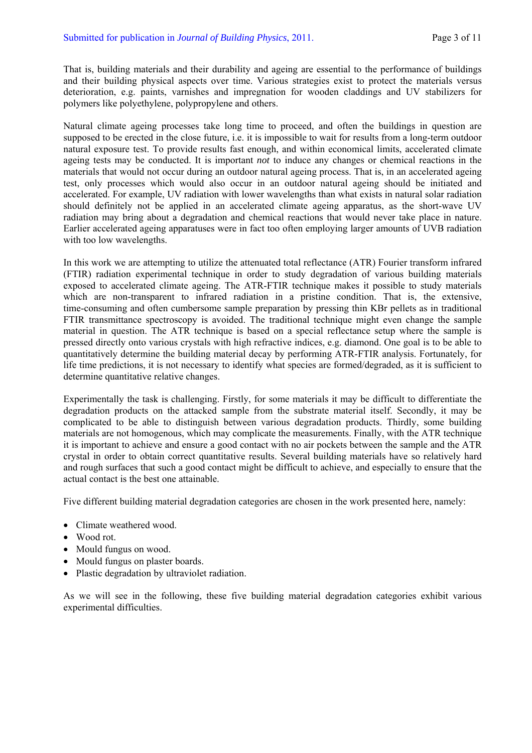That is, building materials and their durability and ageing are essential to the performance of buildings and their building physical aspects over time. Various strategies exist to protect the materials versus deterioration, e.g. paints, varnishes and impregnation for wooden claddings and UV stabilizers for polymers like polyethylene, polypropylene and others.

Natural climate ageing processes take long time to proceed, and often the buildings in question are supposed to be erected in the close future, i.e. it is impossible to wait for results from a long-term outdoor natural exposure test. To provide results fast enough, and within economical limits, accelerated climate ageing tests may be conducted. It is important *not* to induce any changes or chemical reactions in the materials that would not occur during an outdoor natural ageing process. That is, in an accelerated ageing test, only processes which would also occur in an outdoor natural ageing should be initiated and accelerated. For example, UV radiation with lower wavelengths than what exists in natural solar radiation should definitely not be applied in an accelerated climate ageing apparatus, as the short-wave UV radiation may bring about a degradation and chemical reactions that would never take place in nature. Earlier accelerated ageing apparatuses were in fact too often employing larger amounts of UVB radiation with too low wavelengths.

In this work we are attempting to utilize the attenuated total reflectance (ATR) Fourier transform infrared (FTIR) radiation experimental technique in order to study degradation of various building materials exposed to accelerated climate ageing. The ATR-FTIR technique makes it possible to study materials which are non-transparent to infrared radiation in a pristine condition. That is, the extensive, time-consuming and often cumbersome sample preparation by pressing thin KBr pellets as in traditional FTIR transmittance spectroscopy is avoided. The traditional technique might even change the sample material in question. The ATR technique is based on a special reflectance setup where the sample is pressed directly onto various crystals with high refractive indices, e.g. diamond. One goal is to be able to quantitatively determine the building material decay by performing ATR-FTIR analysis. Fortunately, for life time predictions, it is not necessary to identify what species are formed/degraded, as it is sufficient to determine quantitative relative changes.

Experimentally the task is challenging. Firstly, for some materials it may be difficult to differentiate the degradation products on the attacked sample from the substrate material itself. Secondly, it may be complicated to be able to distinguish between various degradation products. Thirdly, some building materials are not homogenous, which may complicate the measurements. Finally, with the ATR technique it is important to achieve and ensure a good contact with no air pockets between the sample and the ATR crystal in order to obtain correct quantitative results. Several building materials have so relatively hard and rough surfaces that such a good contact might be difficult to achieve, and especially to ensure that the actual contact is the best one attainable.

Five different building material degradation categories are chosen in the work presented here, namely:

- Climate weathered wood.
- Wood rot.
- Mould fungus on wood.
- Mould fungus on plaster boards.
- Plastic degradation by ultraviolet radiation.

As we will see in the following, these five building material degradation categories exhibit various experimental difficulties.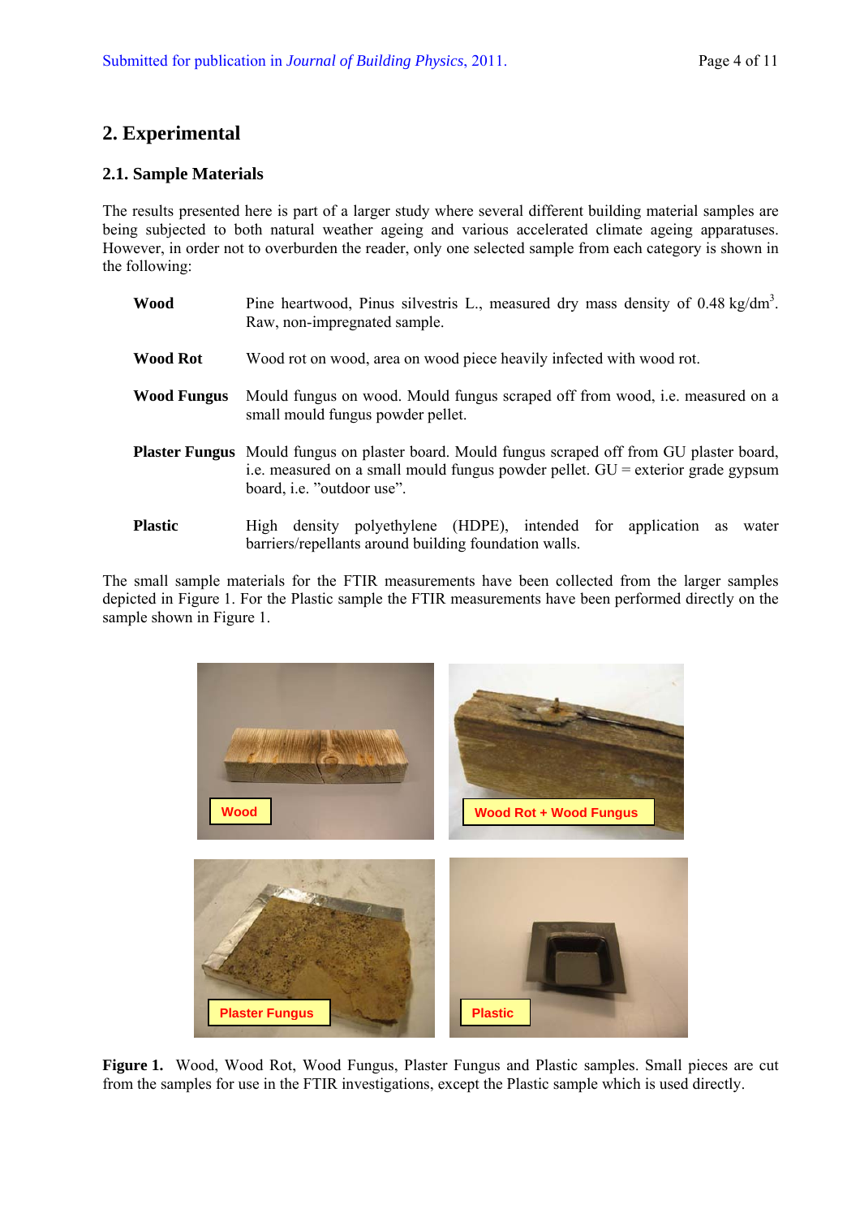## 2. Experimental

### 2.1. Sample Materials

The results presented here is part of a larger study where several different building material samples are being subjected to both natural weather ageing and various accelerated climate ageing apparatuses. However, in order not to overburden the reader, only one selected sample from each category is shown in the following:

**Wood** Pine heartwood, Pinus silvestris L., measured dry mass density of 0.48 kg/dm$^3$. Raw, non-impregnated sample.

**Wood Rot** Wood rot on wood, area on wood piece heavily infected with wood rot.

**Wood Fungus** Mould fungus on wood. Mould fungus scraped off from wood, i.e. measured on a small mould fungus powder pellet.

**Plaster Fungus** Mould fungus on plaster board. Mould fungus scraped off from GU plaster board, i.e. measured on a small mould fungus powder pellet. GU = exterior grade gypsum board, i.e. ”outdoor use”.

**Plastic** High density polyethylene (HDPE), intended for application as water barriers/repellants around building foundation walls.

The small sample materials for the FTIR measurements have been collected from the larger samples depicted in Figure 1. For the Plastic sample the FTIR measurements have been performed directly on the sample shown in Figure 1.

**Figure 1.** Wood, Wood Rot, Wood Fungus, Plaster Fungus and Plastic samples. Small pieces are cut from the samples for use in the FTIR investigations, except the Plastic sample which is used directly.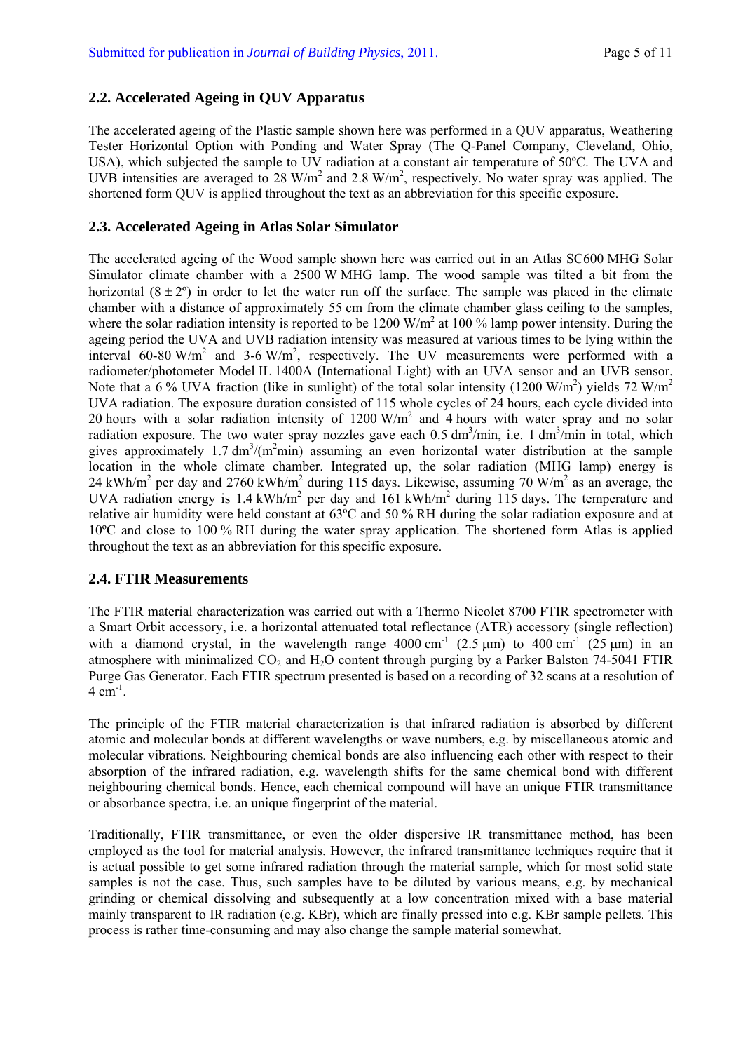## 2.2. Accelerated Ageing in QUV Apparatus

The accelerated ageing of the Plastic sample shown here was performed in a QUV apparatus, Weathering Tester Horizontal Option with Ponding and Water Spray (The Q-Panel Company, Cleveland, Ohio, USA), which subjected the sample to UV radiation at a constant air temperature of 50ºC. The UVA and UVB intensities are averaged to 28 W/m$^2$ and 2.8 W/m$^2$, respectively. No water spray was applied. The shortened form QUV is applied throughout the text as an abbreviation for this specific exposure.

## 2.3. Accelerated Ageing in Atlas Solar Simulator

The accelerated ageing of the Wood sample shown here was carried out in an Atlas SC600 MHG Solar Simulator climate chamber with a 2500 W MHG lamp. The wood sample was tilted a bit from the horizontal (8 ± 2º) in order to let the water run off the surface. The sample was placed in the climate chamber with a distance of approximately 55 cm from the climate chamber glass ceiling to the samples, where the solar radiation intensity is reported to be 1200 W/m$^2$ at 100 % lamp power intensity. During the ageing period the UVA and UVB radiation intensity was measured at various times to be lying within the interval 60-80 W/m$^2$ and 3-6 W/m$^2$, respectively. The UV measurements were performed with a radiometer/photometer Model IL 1400A (International Light) with an UVA sensor and an UVB sensor. Note that a 6 % UVA fraction (like in sunlight) of the total solar intensity (1200 W/m$^2$) yields 72 W/m$^2$ UVA radiation. The exposure duration consisted of 115 whole cycles of 24 hours, each cycle divided into 20 hours with a solar radiation intensity of 1200 W/m$^2$ and 4 hours with water spray and no solar radiation exposure. The two water spray nozzles gave each 0.5 dm$^3$/min, i.e. 1 dm$^3$/min in total, which gives approximately 1.7 dm$^3$/(m$^2$min) assuming an even horizontal water distribution at the sample location in the whole climate chamber. Integrated up, the solar radiation (MHG lamp) energy is 24 kWh/m$^2$ per day and 2760 kWh/m$^2$ during 115 days. Likewise, assuming 70 W/m$^2$ as an average, the UVA radiation energy is 1.4 kWh/m$^2$ per day and 161 kWh/m$^2$ during 115 days. The temperature and relative air humidity were held constant at 63ºC and 50 % RH during the solar radiation exposure and at 10ºC and close to 100 % RH during the water spray application. The shortened form Atlas is applied throughout the text as an abbreviation for this specific exposure.

## 2.4. FTIR Measurements

The FTIR material characterization was carried out with a Thermo Nicolet 8700 FTIR spectrometer with a Smart Orbit accessory, i.e. a horizontal attenuated total reflectance (ATR) accessory (single reflection) with a diamond crystal, in the wavelength range 4000 cm$^{-1}$ (2.5 μm) to 400 cm$^{-1}$ (25 μm) in an atmosphere with minimalized $CO_2$ and $H_2O$ content through purging by a Parker Balston 74-5041 FTIR Purge Gas Generator. Each FTIR spectrum presented is based on a recording of 32 scans at a resolution of 4 cm$^{-1}$.

The principle of the FTIR material characterization is that infrared radiation is absorbed by different atomic and molecular bonds at different wavelengths or wave numbers, e.g. by miscellaneous atomic and molecular vibrations. Neighbouring chemical bonds are also influencing each other with respect to their absorption of the infrared radiation, e.g. wavelength shifts for the same chemical bond with different neighbouring chemical bonds. Hence, each chemical compound will have an unique FTIR transmittance or absorbance spectra, i.e. an unique fingerprint of the material.

Traditionally, FTIR transmittance, or even the older dispersive IR transmittance method, has been employed as the tool for material analysis. However, the infrared transmittance techniques require that it is actual possible to get some infrared radiation through the material sample, which for most solid state samples is not the case. Thus, such samples have to be diluted by various means, e.g. by mechanical grinding or chemical dissolving and subsequently at a low concentration mixed with a base material mainly transparent to IR radiation (e.g. KBr), which are finally pressed into e.g. KBr sample pellets. This process is rather time-consuming and may also change the sample material somewhat.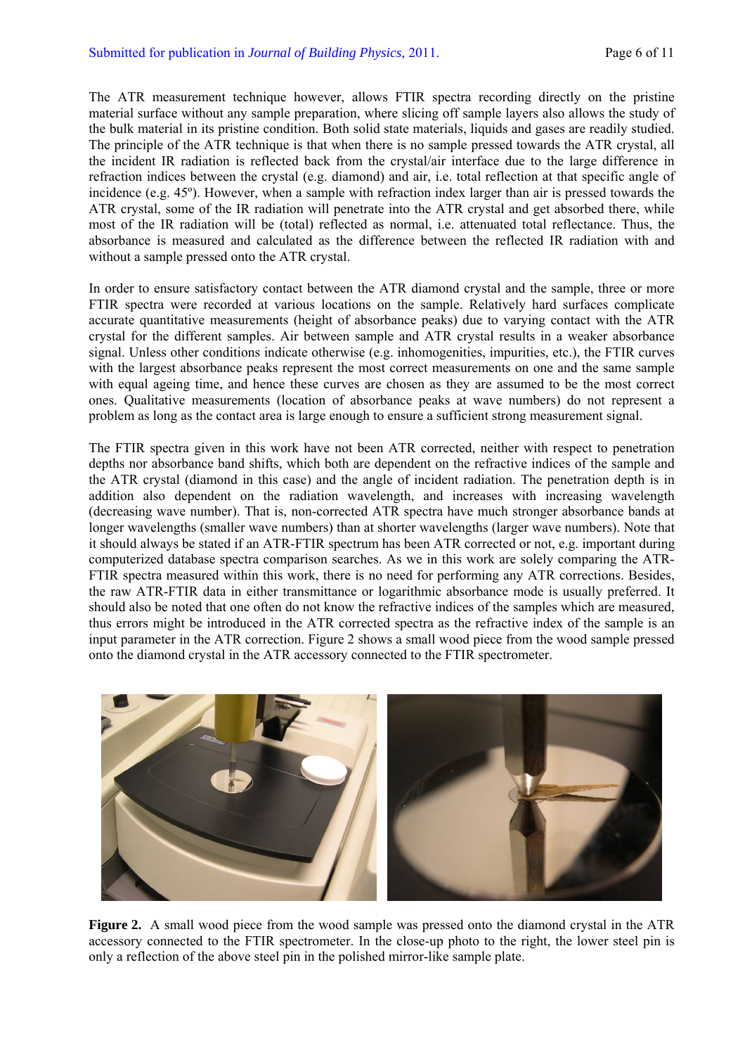The ATR measurement technique however, allows FTIR spectra recording directly on the pristine material surface without any sample preparation, where slicing off sample layers also allows the study of the bulk material in its pristine condition. Both solid state materials, liquids and gases are readily studied. The principle of the ATR technique is that when there is no sample pressed towards the ATR crystal, all the incident IR radiation is reflected back from the crystal/air interface due to the large difference in refraction indices between the crystal (e.g. diamond) and air, i.e. total reflection at that specific angle of incidence (e.g. 45º). However, when a sample with refraction index larger than air is pressed towards the ATR crystal, some of the IR radiation will penetrate into the ATR crystal and get absorbed there, while most of the IR radiation will be (total) reflected as normal, i.e. attenuated total reflectance. Thus, the absorbance is measured and calculated as the difference between the reflected IR radiation with and without a sample pressed onto the ATR crystal.

In order to ensure satisfactory contact between the ATR diamond crystal and the sample, three or more FTIR spectra were recorded at various locations on the sample. Relatively hard surfaces complicate accurate quantitative measurements (height of absorbance peaks) due to varying contact with the ATR crystal for the different samples. Air between sample and ATR crystal results in a weaker absorbance signal. Unless other conditions indicate otherwise (e.g. inhomogenities, impurities, etc.), the FTIR curves with the largest absorbance peaks represent the most correct measurements on one and the same sample with equal ageing time, and hence these curves are chosen as they are assumed to be the most correct ones. Qualitative measurements (location of absorbance peaks at wave numbers) do not represent a problem as long as the contact area is large enough to ensure a sufficient strong measurement signal.

The FTIR spectra given in this work have not been ATR corrected, neither with respect to penetration depths nor absorbance band shifts, which both are dependent on the refractive indices of the sample and the ATR crystal (diamond in this case) and the angle of incident radiation. The penetration depth is in addition also dependent on the radiation wavelength, and increases with increasing wavelength (decreasing wave number). That is, non-corrected ATR spectra have much stronger absorbance bands at longer wavelengths (smaller wave numbers) than at shorter wavelengths (larger wave numbers). Note that it should always be stated if an ATR-FTIR spectrum has been ATR corrected or not, e.g. important during computerized database spectra comparison searches. As we in this work are solely comparing the ATR-FTIR spectra measured within this work, there is no need for performing any ATR corrections. Besides, the raw ATR-FTIR data in either transmittance or logarithmic absorbance mode is usually preferred. It should also be noted that one often do not know the refractive indices of the samples which are measured, thus errors might be introduced in the ATR corrected spectra as the refractive index of the sample is an input parameter in the ATR correction. Figure 2 shows a small wood piece from the wood sample pressed onto the diamond crystal in the ATR accessory connected to the FTIR spectrometer.

**Figure 2.** A small wood piece from the wood sample was pressed onto the diamond crystal in the ATR accessory connected to the FTIR spectrometer. In the close-up photo to the right, the lower steel pin is only a reflection of the above steel pin in the polished mirror-like sample plate.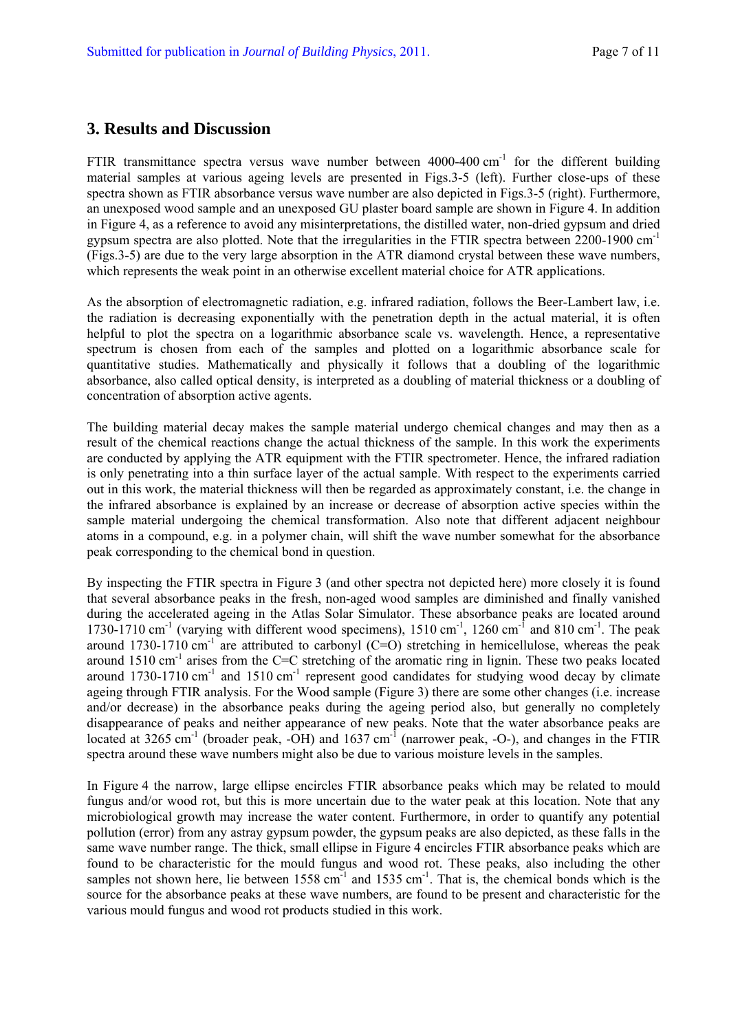## 3. Results and Discussion

FTIR transmittance spectra versus wave number between 4000-400 cm$^{-1}$ for the different building material samples at various ageing levels are presented in Figs.3-5 (left). Further close-ups of these spectra shown as FTIR absorbance versus wave number are also depicted in Figs.3-5 (right). Furthermore, an unexposed wood sample and an unexposed GU plaster board sample are shown in Figure 4. In addition in Figure 4, as a reference to avoid any misinterpretations, the distilled water, non-dried gypsum and dried gypsum spectra are also plotted. Note that the irregularities in the FTIR spectra between 2200-1900 cm$^{-1}$ (Figs.3-5) are due to the very large absorption in the ATR diamond crystal between these wave numbers, which represents the weak point in an otherwise excellent material choice for ATR applications.

As the absorption of electromagnetic radiation, e.g. infrared radiation, follows the Beer-Lambert law, i.e. the radiation is decreasing exponentially with the penetration depth in the actual material, it is often helpful to plot the spectra on a logarithmic absorbance scale vs. wavelength. Hence, a representative spectrum is chosen from each of the samples and plotted on a logarithmic absorbance scale for quantitative studies. Mathematically and physically it follows that a doubling of the logarithmic absorbance, also called optical density, is interpreted as a doubling of material thickness or a doubling of concentration of absorption active agents.

The building material decay makes the sample material undergo chemical changes and may then as a result of the chemical reactions change the actual thickness of the sample. In this work the experiments are conducted by applying the ATR equipment with the FTIR spectrometer. Hence, the infrared radiation is only penetrating into a thin surface layer of the actual sample. With respect to the experiments carried out in this work, the material thickness will then be regarded as approximately constant, i.e. the change in the infrared absorbance is explained by an increase or decrease of absorption active species within the sample material undergoing the chemical transformation. Also note that different adjacent neighbour atoms in a compound, e.g. in a polymer chain, will shift the wave number somewhat for the absorbance peak corresponding to the chemical bond in question.

By inspecting the FTIR spectra in Figure 3 (and other spectra not depicted here) more closely it is found that several absorbance peaks in the fresh, non-aged wood samples are diminished and finally vanished during the accelerated ageing in the Atlas Solar Simulator. These absorbance peaks are located around 1730-1710 cm$^{-1}$ (varying with different wood specimens), 1510 cm$^{-1}$, 1260 cm$^{-1}$ and 810 cm$^{-1}$. The peak around 1730-1710 cm$^{-1}$ are attributed to carbonyl (C=O) stretching in hemicellulose, whereas the peak around 1510 cm$^{-1}$ arises from the C=C stretching of the aromatic ring in lignin. These two peaks located around 1730-1710 cm$^{-1}$ and 1510 cm$^{-1}$ represent good candidates for studying wood decay by climate ageing through FTIR analysis. For the Wood sample (Figure 3) there are some other changes (i.e. increase and/or decrease) in the absorbance peaks during the ageing period also, but generally no completely disappearance of peaks and neither appearance of new peaks. Note that the water absorbance peaks are located at 3265 cm$^{-1}$ (broader peak, -OH) and 1637 cm$^{-1}$ (narrower peak, -O-), and changes in the FTIR spectra around these wave numbers might also be due to various moisture levels in the samples.

In Figure 4 the narrow, large ellipse encircles FTIR absorbance peaks which may be related to mould fungus and/or wood rot, but this is more uncertain due to the water peak at this location. Note that any microbiological growth may increase the water content. Furthermore, in order to quantify any potential pollution (error) from any astray gypsum powder, the gypsum peaks are also depicted, as these falls in the same wave number range. The thick, small ellipse in Figure 4 encircles FTIR absorbance peaks which are found to be characteristic for the mould fungus and wood rot. These peaks, also including the other samples not shown here, lie between 1558 cm$^{-1}$ and 1535 cm$^{-1}$. That is, the chemical bonds which is the source for the absorbance peaks at these wave numbers, are found to be present and characteristic for the various mould fungus and wood rot products studied in this work.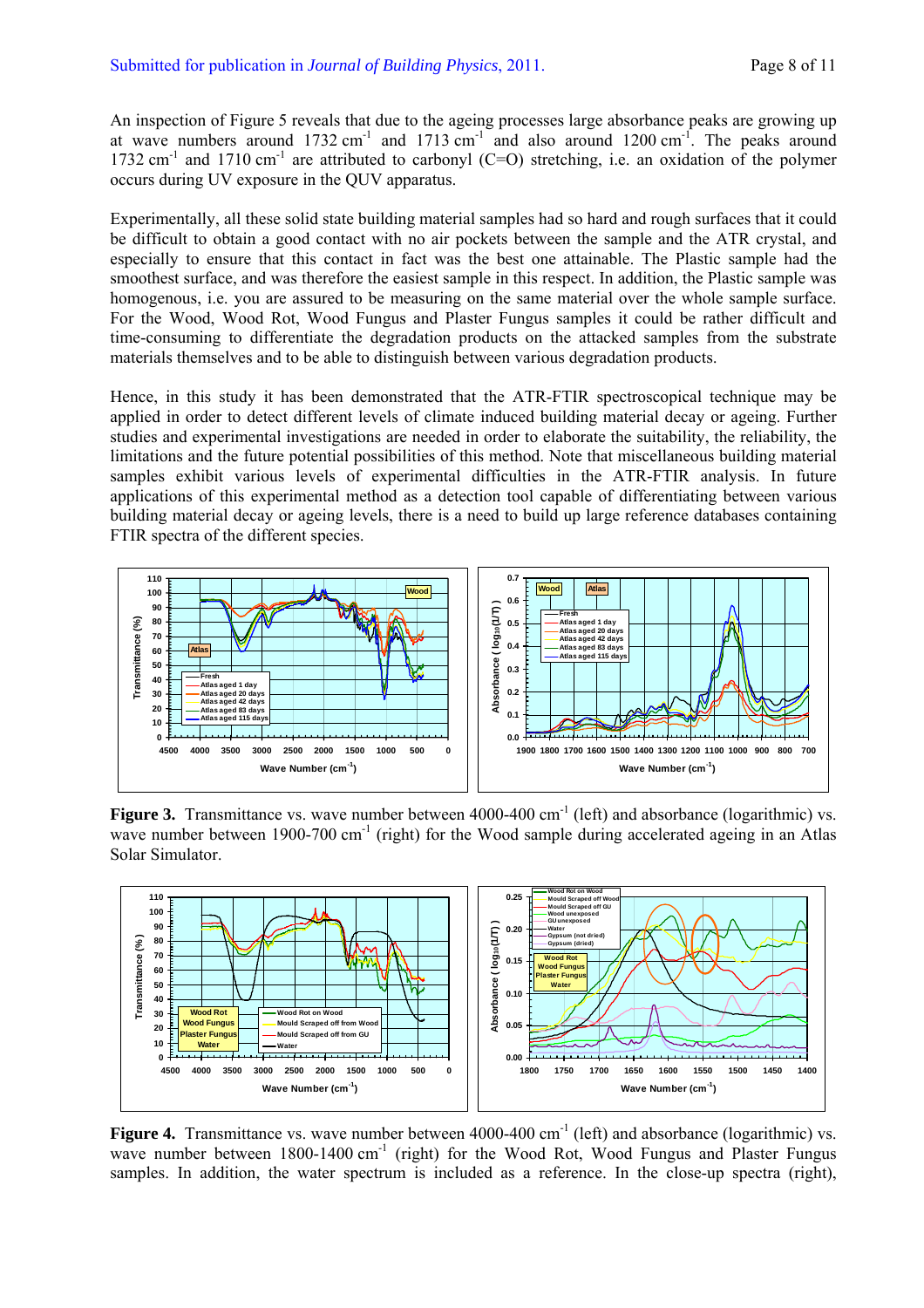An inspection of Figure 5 reveals that due to the ageing processes large absorbance peaks are growing up at wave numbers around 1732 cm$^{-1}$ and 1713 cm$^{-1}$ and also around 1200 cm$^{-1}$. The peaks around 1732 cm$^{-1}$ and 1710 cm$^{-1}$ are attributed to carbonyl (C=O) stretching, i.e. an oxidation of the polymer occurs during UV exposure in the QUV apparatus.

Experimentally, all these solid state building material samples had so hard and rough surfaces that it could be difficult to obtain a good contact with no air pockets between the sample and the ATR crystal, and especially to ensure that this contact in fact was the best one attainable. The Plastic sample had the smoothest surface, and was therefore the easiest sample in this respect. In addition, the Plastic sample was homogenous, i.e. you are assured to be measuring on the same material over the whole sample surface. For the Wood, Wood Rot, Wood Fungus and Plaster Fungus samples it could be rather difficult and time-consuming to differentiate the degradation products on the attacked samples from the substrate materials themselves and to be able to distinguish between various degradation products.

Hence, in this study it has been demonstrated that the ATR-FTIR spectroscopical technique may be applied in order to detect different levels of climate induced building material decay or ageing. Further studies and experimental investigations are needed in order to elaborate the suitability, the reliability, the limitations and the future potential possibilities of this method. Note that miscellaneous building material samples exhibit various levels of experimental difficulties in the ATR-FTIR analysis. In future applications of this experimental method as a detection tool capable of differentiating between various building material decay or ageing levels, there is a need to build up large reference databases containing FTIR spectra of the different species.

**Figure 3.** Transmittance vs. wave number between 4000-400 cm$^{-1}$ (left) and absorbance (logarithmic) vs. wave number between 1900-700 cm$^{-1}$ (right) for the Wood sample during accelerated ageing in an Atlas Solar Simulator.

**Figure 4.** Transmittance vs. wave number between 4000-400 cm$^{-1}$ (left) and absorbance (logarithmic) vs. wave number between 1800-1400 cm$^{-1}$ (right) for the Wood Rot, Wood Fungus and Plaster Fungus samples. In addition, the water spectrum is included as a reference. In the close-up spectra (right),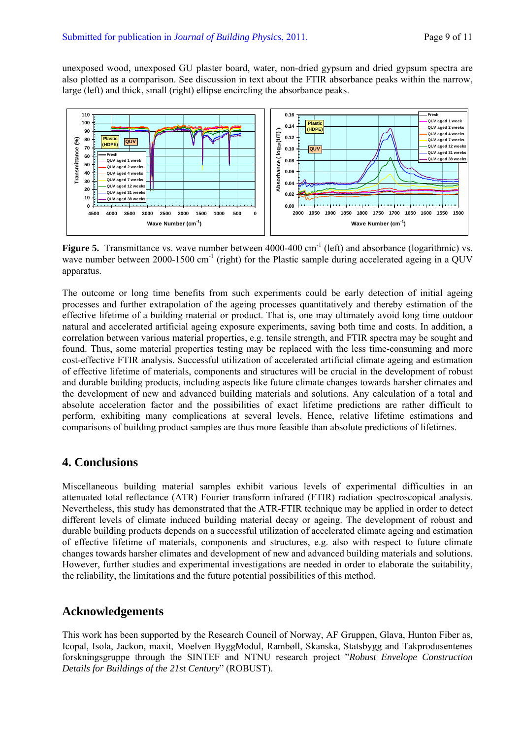unexposed wood, unexposed GU plaster board, water, non-dried gypsum and dried gypsum spectra are also plotted as a comparison. See discussion in text about the FTIR absorbance peaks within the narrow, large (left) and thick, small (right) ellipse encircling the absorbance peaks.

**Figure 5.** Transmittance vs. wave number between 4000-400 cm$^{-1}$ (left) and absorbance (logarithmic) vs. wave number between 2000-1500 cm$^{-1}$ (right) for the Plastic sample during accelerated ageing in a QUV apparatus.

The outcome or long time benefits from such experiments could be early detection of initial ageing processes and further extrapolation of the ageing processes quantitatively and thereby estimation of the effective lifetime of a building material or product. That is, one may ultimately avoid long time outdoor natural and accelerated artificial ageing exposure experiments, saving both time and costs. In addition, a correlation between various material properties, e.g. tensile strength, and FTIR spectra may be sought and found. Thus, some material properties testing may be replaced with the less time-consuming and more cost-effective FTIR analysis. Successful utilization of accelerated artificial climate ageing and estimation of effective lifetime of materials, components and structures will be crucial in the development of robust and durable building products, including aspects like future climate changes towards harsher climates and the development of new and advanced building materials and solutions. Any calculation of a total and absolute acceleration factor and the possibilities of exact lifetime predictions are rather difficult to perform, exhibiting many complications at several levels. Hence, relative lifetime estimations and comparisons of building product samples are thus more feasible than absolute predictions of lifetimes.

## 4. Conclusions

Miscellaneous building material samples exhibit various levels of experimental difficulties in an attenuated total reflectance (ATR) Fourier transform infrared (FTIR) radiation spectroscopical analysis. Nevertheless, this study has demonstrated that the ATR-FTIR technique may be applied in order to detect different levels of climate induced building material decay or ageing. The development of robust and durable building products depends on a successful utilization of accelerated climate ageing and estimation of effective lifetime of materials, components and structures, e.g. also with respect to future climate changes towards harsher climates and development of new and advanced building materials and solutions. However, further studies and experimental investigations are needed in order to elaborate the suitability, the reliability, the limitations and the future potential possibilities of this method.

## Acknowledgements

This work has been supported by the Research Council of Norway, AF Gruppen, Glava, Hunton Fiber as, Icopal, Isola, Jackon, maxit, Moelven ByggModul, Rambøll, Skanska, Statsbygg and Takprodusentenes forskningsgruppe through the SINTEF and NTNU research project "*Robust Envelope Construction Details for Buildings of the 21st Century*" (ROBUST).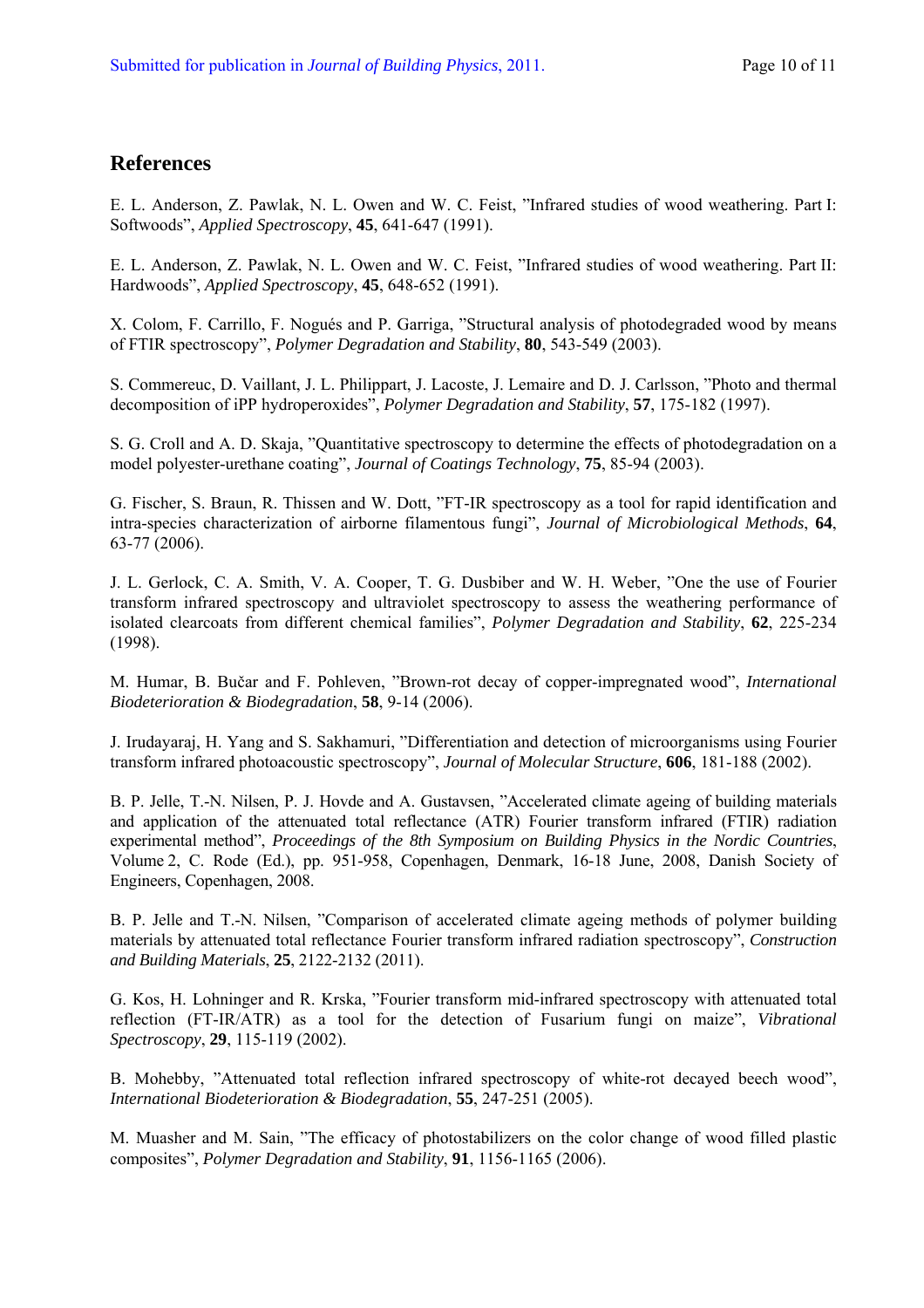## References

E. L. Anderson, Z. Pawlak, N. L. Owen and W. C. Feist, ”Infrared studies of wood weathering. Part I: Softwoods”, *Applied Spectroscopy*, **45**, 641-647 (1991).

E. L. Anderson, Z. Pawlak, N. L. Owen and W. C. Feist, ”Infrared studies of wood weathering. Part II: Hardwoods”, *Applied Spectroscopy*, **45**, 648-652 (1991).

X. Colom, F. Carrillo, F. Nogués and P. Garriga, ”Structural analysis of photodegraded wood by means of FTIR spectroscopy”, *Polymer Degradation and Stability*, **80**, 543-549 (2003).

S. Commereuc, D. Vaillant, J. L. Philippart, J. Lacoste, J. Lemaire and D. J. Carlsson, ”Photo and thermal decomposition of iPP hydroperoxides”, *Polymer Degradation and Stability*, **57**, 175-182 (1997).

S. G. Croll and A. D. Skaja, ”Quantitative spectroscopy to determine the effects of photodegradation on a model polyester-urethane coating”, *Journal of Coatings Technology*, **75**, 85-94 (2003).

G. Fischer, S. Braun, R. Thissen and W. Dott, ”FT-IR spectroscopy as a tool for rapid identification and intra-species characterization of airborne filamentous fungi”, *Journal of Microbiological Methods*, **64**, 63-77 (2006).

J. L. Gerlock, C. A. Smith, V. A. Cooper, T. G. Dusbiber and W. H. Weber, ”One the use of Fourier transform infrared spectroscopy and ultraviolet spectroscopy to assess the weathering performance of isolated clearcoats from different chemical families”, *Polymer Degradation and Stability*, **62**, 225-234 (1998).

M. Humar, B. Bučar and F. Pohleven, ”Brown-rot decay of copper-impregnated wood”, *International Biodeterioration & Biodegradation*, **58**, 9-14 (2006).

J. Irudayaraj, H. Yang and S. Sakhamuri, ”Differentiation and detection of microorganisms using Fourier transform infrared photoacoustic spectroscopy”, *Journal of Molecular Structure*, **606**, 181-188 (2002).

B. P. Jelle, T.-N. Nilsen, P. J. Hovde and A. Gustavsen, ”Accelerated climate ageing of building materials and application of the attenuated total reflectance (ATR) Fourier transform infrared (FTIR) radiation experimental method”, *Proceedings of the 8th Symposium on Building Physics in the Nordic Countries*, Volume 2, C. Rode (Ed.), pp. 951-958, Copenhagen, Denmark, 16-18 June, 2008, Danish Society of Engineers, Copenhagen, 2008.

B. P. Jelle and T.-N. Nilsen, ”Comparison of accelerated climate ageing methods of polymer building materials by attenuated total reflectance Fourier transform infrared radiation spectroscopy”, *Construction and Building Materials*, **25**, 2122-2132 (2011).

G. Kos, H. Lohninger and R. Krska, ”Fourier transform mid-infrared spectroscopy with attenuated total reflection (FT-IR/ATR) as a tool for the detection of Fusarium fungi on maize”, *Vibrational Spectroscopy*, **29**, 115-119 (2002).

B. Mohebby, ”Attenuated total reflection infrared spectroscopy of white-rot decayed beech wood”, *International Biodeterioration & Biodegradation*, **55**, 247-251 (2005).

M. Muasher and M. Sain, ”The efficacy of photostabilizers on the color change of wood filled plastic composites”, *Polymer Degradation and Stability*, **91**, 1156-1165 (2006).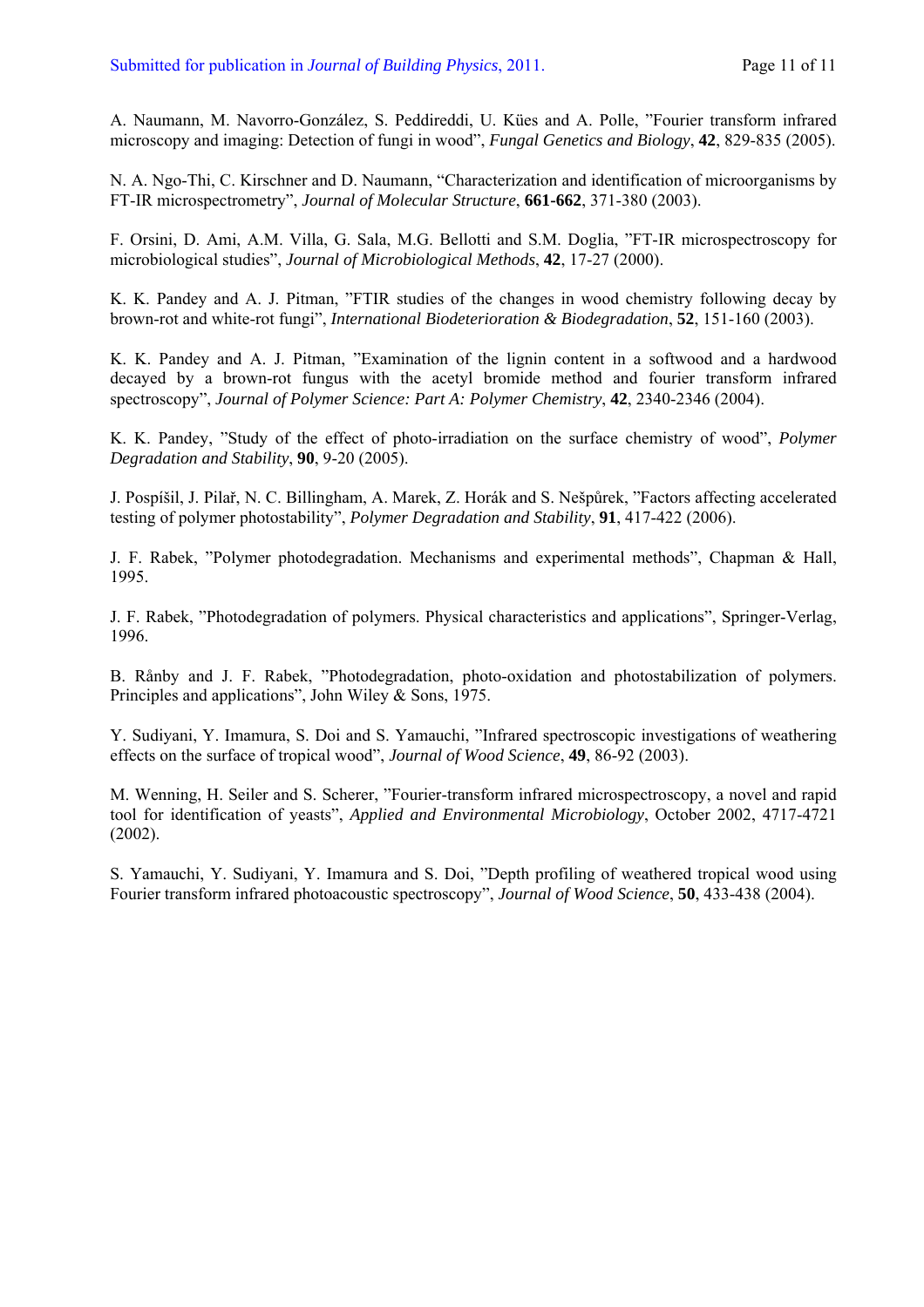A. Naumann, M. Navorro-González, S. Peddireddi, U. Kües and A. Polle, ”Fourier transform infrared microscopy and imaging: Detection of fungi in wood”, *Fungal Genetics and Biology*, **42**, 829-835 (2005).

N. A. Ngo-Thi, C. Kirschner and D. Naumann, “Characterization and identification of microorganisms by FT-IR microspectrometry”, *Journal of Molecular Structure*, **661-662**, 371-380 (2003).

F. Orsini, D. Ami, A.M. Villa, G. Sala, M.G. Bellotti and S.M. Doglia, ”FT-IR microspectroscopy for microbiological studies”, *Journal of Microbiological Methods*, **42**, 17-27 (2000).

K. K. Pandey and A. J. Pitman, ”FTIR studies of the changes in wood chemistry following decay by brown-rot and white-rot fungi”, *International Biodeterioration & Biodegradation*, **52**, 151-160 (2003).

K. K. Pandey and A. J. Pitman, ”Examination of the lignin content in a softwood and a hardwood decayed by a brown-rot fungus with the acetyl bromide method and fourier transform infrared spectroscopy”, *Journal of Polymer Science: Part A: Polymer Chemistry*, **42**, 2340-2346 (2004).

K. K. Pandey, ”Study of the effect of photo-irradiation on the surface chemistry of wood”, *Polymer Degradation and Stability*, **90**, 9-20 (2005).

J. Pospíšil, J. Pilař, N. C. Billingham, A. Marek, Z. Horák and S. Nešpůrek, ”Factors affecting accelerated testing of polymer photostability”, *Polymer Degradation and Stability*, **91**, 417-422 (2006).

J. F. Rabek, ”Polymer photodegradation. Mechanisms and experimental methods”, Chapman & Hall, 1995.

J. F. Rabek, ”Photodegradation of polymers. Physical characteristics and applications”, Springer-Verlag, 1996.

B. Rånby and J. F. Rabek, ”Photodegradation, photo-oxidation and photostabilization of polymers. Principles and applications”, John Wiley & Sons, 1975.

Y. Sudiyani, Y. Imamura, S. Doi and S. Yamauchi, ”Infrared spectroscopic investigations of weathering effects on the surface of tropical wood”, *Journal of Wood Science*, **49**, 86-92 (2003).

M. Wenning, H. Seiler and S. Scherer, ”Fourier-transform infrared microspectroscopy, a novel and rapid tool for identification of yeasts”, *Applied and Environmental Microbiology*, October 2002, 4717-4721 (2002).

S. Yamauchi, Y. Sudiyani, Y. Imamura and S. Doi, ”Depth profiling of weathered tropical wood using Fourier transform infrared photoacoustic spectroscopy”, *Journal of Wood Science*, **50**, 433-438 (2004).